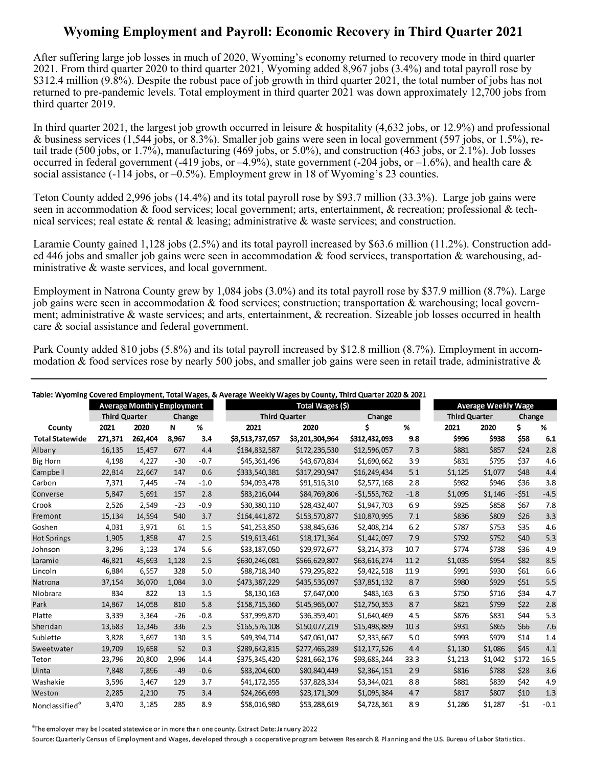# Wyoming Employment and Payroll: Economic Recovery in Third Quarter 2021

After suffering large job losses in much of 2020, Wyoming's economy returned to recovery mode in third quarter 2021. From third quarter 2020 to third quarter 2021, Wyoming added 8,967 jobs (3.4%) and total payroll rose by $312.4 million (9.8%). Despite the robust pace of job growth in third quarter 2021, the total number of jobs has not returned to pre-pandemic levels. Total employment in third quarter 2021 was down approximately 12,700 jobs from third quarter 2019.

In third quarter 2021, the largest job growth occurred in leisure & hospitality (4,632 jobs, or 12.9%) and professional & business services (1,544 jobs, or 8.3%). Smaller job gains were seen in local government (597 jobs, or 1.5%), retail trade (500 jobs, or 1.7%), manufacturing (469 jobs, or 5.0%), and construction (463 jobs, or 2.1%). Job losses occurred in federal government (-419 jobs, or –4.9%), state government (-204 jobs, or –1.6%), and health care & social assistance (-114 jobs, or –0.5%). Employment grew in 18 of Wyoming's 23 counties.

Teton County added 2,996 jobs (14.4%) and its total payroll rose by $93.7 million (33.3%). Large job gains were seen in accommodation & food services; local government; arts, entertainment, & recreation; professional & technical services; real estate & rental & leasing; administrative & waste services; and construction.

Laramie County gained 1,128 jobs (2.5%) and its total payroll increased by $63.6 million (11.2%). Construction added 446 jobs and smaller job gains were seen in accommodation & food services, transportation & warehousing, administrative & waste services, and local government.

Employment in Natrona County grew by 1,084 jobs (3.0%) and its total payroll rose by $37.9 million (8.7%). Large job gains were seen in accommodation & food services; construction; transportation & warehousing; local government; administrative & waste services; and arts, entertainment, & recreation. Sizeable job losses occurred in health care & social assistance and federal government.

Park County added 810 jobs (5.8%) and its total payroll increased by $12.8 million (8.7%). Employment in accommodation & food services rose by nearly 500 jobs, and smaller job gains were seen in retail trade, administrative &

---

**Table: Wyoming Covered Employment, Total Wages, & Average Weekly Wages by County, Third Quarter 2020 & 2021**

| | Average Monthly Employment | | | | Total Wages ($) | | | | Average Weekly Wage | | | |
|---|---|---|---|---|---|---|---|---|---|---|---|---|
| | Third Quarter | | Change | | Third Quarter | | Change | | Third Quarter | | Change | |
| County | 2021 | 2020 | N | % | 2021 | 2020 | $ | % | 2021 | 2020 | $ | % |
| **Total Statewide** | **271,371** | **262,404** | **8,967** | **3.4** | **$3,513,737,057** | **$3,201,304,964** | **$312,432,093** | **9.8** | **$996** | **$938** | **$58** | **6.1** |
| Albany | 16,135 | 15,457 | 677 | 4.4 | $184,832,587 | $172,236,530 | $12,596,057 | 7.3 | $881 | $857 | $24 | 2.8 |
| Big Horn | 4,198 | 4,227 | -30 | -0.7 | $45,361,496 | $43,670,834 | $1,690,662 | 3.9 | $831 | $795 | $37 | 4.6 |
| Campbell | 22,814 | 22,667 | 147 | 0.6 | $333,540,381 | $317,290,947 | $16,249,434 | 5.1 | $1,125 | $1,077 | $48 | 4.4 |
| Carbon | 7,371 | 7,445 | -74 | -1.0 | $94,093,478 | $91,516,310 | $2,577,168 | 2.8 | $982 | $946 | $36 | 3.8 |
| Converse | 5,847 | 5,691 | 157 | 2.8 | $83,216,044 | $84,769,806 | -$1,553,762 | -1.8 | $1,095 | $1,146 | -$51 | -4.5 |
| Crook | 2,526 | 2,549 | -23 | -0.9 | $30,380,110 | $28,432,407 | $1,947,703 | 6.9 | $925 | $858 | $67 | 7.8 |
| Fremont | 15,134 | 14,594 | 540 | 3.7 | $164,441,872 | $153,570,877 | $10,870,995 | 7.1 | $836 | $809 | $26 | 3.3 |
| Goshen | 4,031 | 3,971 | 61 | 1.5 | $41,253,850 | $38,845,636 | $2,408,214 | 6.2 | $787 | $753 | $35 | 4.6 |
| Hot Springs | 1,905 | 1,858 | 47 | 2.5 | $19,613,461 | $18,171,364 | $1,442,097 | 7.9 | $792 | $752 | $40 | 5.3 |
| Johnson | 3,296 | 3,123 | 174 | 5.6 | $33,187,050 | $29,972,677 | $3,214,373 | 10.7 | $774 | $738 | $36 | 4.9 |
| Laramie | 46,821 | 45,693 | 1,128 | 2.5 | $630,246,081 | $566,629,807 | $63,616,274 | 11.2 | $1,035 | $954 | $82 | 8.5 |
| Lincoln | 6,884 | 6,557 | 328 | 5.0 | $88,718,340 | $79,295,822 | $9,422,518 | 11.9 | $991 | $930 | $61 | 6.6 |
| Natrona | 37,154 | 36,070 | 1,084 | 3.0 | $473,387,229 | $435,536,097 | $37,851,132 | 8.7 | $980 | $929 | $51 | 5.5 |
| Niobrara | 834 | 822 | 13 | 1.5 | $8,130,163 | $7,647,000 | $483,163 | 6.3 | $750 | $716 | $34 | 4.7 |
| Park | 14,867 | 14,058 | 810 | 5.8 | $158,715,360 | $145,965,007 | $12,750,353 | 8.7 | $821 | $799 | $22 | 2.8 |
| Platte | 3,339 | 3,364 | -26 | -0.8 | $37,999,870 | $36,359,401 | $1,640,469 | 4.5 | $876 | $831 | $44 | 5.3 |
| Sheridan | 13,683 | 13,346 | 336 | 2.5 | $165,576,108 | $150,077,219 | $15,498,889 | 10.3 | $931 | $865 | $66 | 7.6 |
| Sublette | 3,828 | 3,697 | 130 | 3.5 | $49,394,714 | $47,061,047 | $2,333,667 | 5.0 | $993 | $979 | $14 | 1.4 |
| Sweetwater | 19,709 | 19,658 | 52 | 0.3 | $289,642,815 | $277,465,289 | $12,177,526 | 4.4 | $1,130 | $1,086 | $45 | 4.1 |
| Teton | 23,796 | 20,800 | 2,996 | 14.4 | $375,345,420 | $281,662,176 | $93,683,244 | 33.3 | $1,213 | $1,042 | $172 | 16.5 |
| Uinta | 7,848 | 7,896 | -49 | -0.6 | $83,204,600 | $80,840,449 | $2,364,151 | 2.9 | $816 | $788 | $28 | 3.6 |
| Washakie | 3,596 | 3,467 | 129 | 3.7 | $41,172,355 | $37,828,334 | $3,344,021 | 8.8 | $881 | $839 | $42 | 4.9 |
| Weston | 2,285 | 2,210 | 75 | 3.4 | $24,266,693 | $23,171,309 | $1,095,384 | 4.7 | $817 | $807 | $10 | 1.3 |
| Nonclassified[a] | 3,470 | 3,185 | 285 | 8.9 | $58,016,980 | $53,288,619 | $4,728,361 | 8.9 | $1,286 | $1,287 | -$1 | -0.1 |

[a]The employer may be located statewide or in more than one county. Extract Date: January 2022

Source: Quarterly Census of Employment and Wages, developed through a cooperative program between Research & Planning and the U.S. Bureau of Labor Statistics.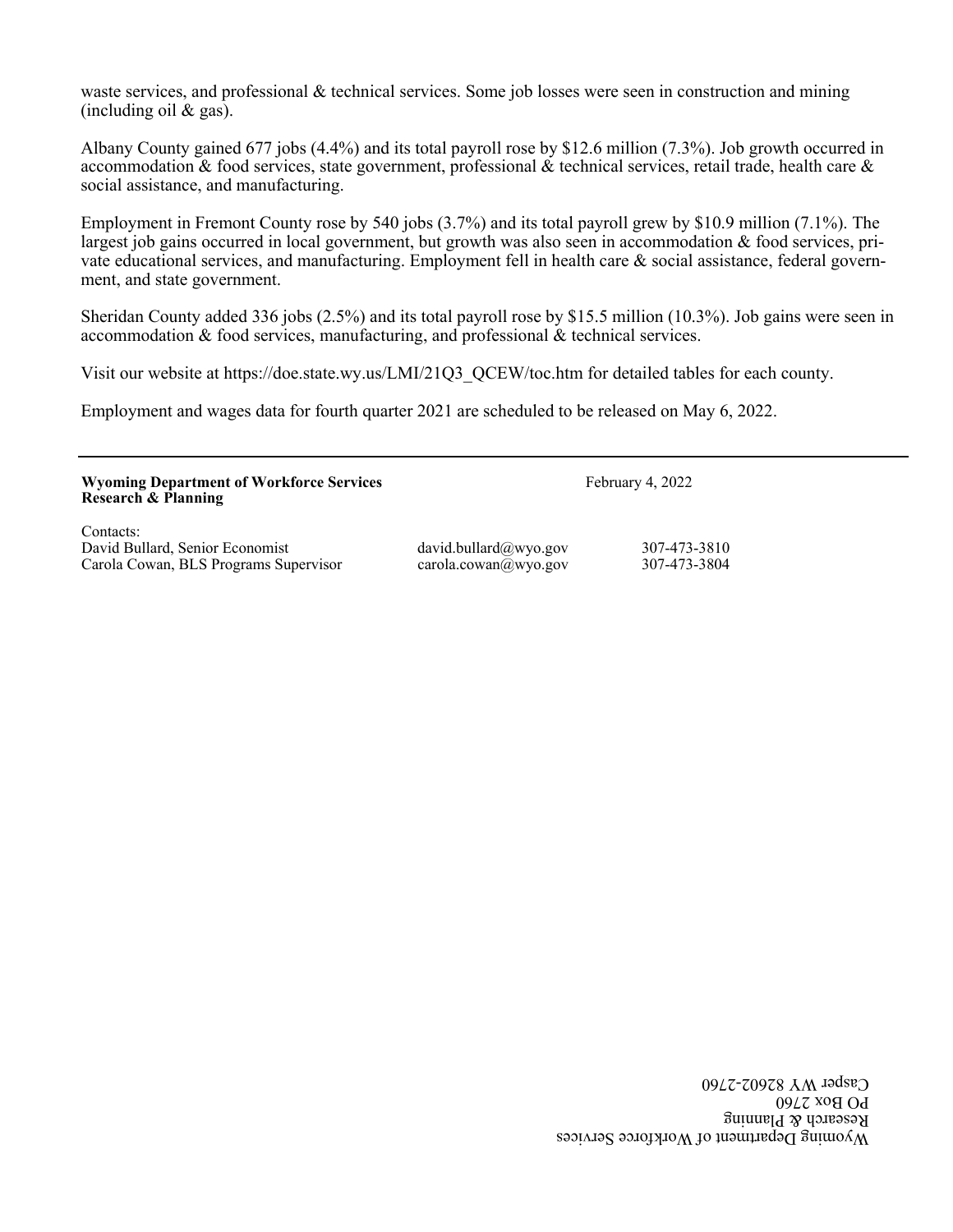waste services, and professional & technical services. Some job losses were seen in construction and mining (including oil & gas).

Albany County gained 677 jobs (4.4%) and its total payroll rose by $12.6 million (7.3%). Job growth occurred in accommodation & food services, state government, professional & technical services, retail trade, health care & social assistance, and manufacturing.

Employment in Fremont County rose by 540 jobs (3.7%) and its total payroll grew by $10.9 million (7.1%). The largest job gains occurred in local government, but growth was also seen in accommodation & food services, private educational services, and manufacturing. Employment fell in health care & social assistance, federal government, and state government.

Sheridan County added 336 jobs (2.5%) and its total payroll rose by $15.5 million (10.3%). Job gains were seen in accommodation & food services, manufacturing, and professional & technical services.

Visit our website at https://doe.state.wy.us/LMI/21Q3_QCEW/toc.htm for detailed tables for each county.

Employment and wages data for fourth quarter 2021 are scheduled to be released on May 6, 2022.

---

**Wyoming Department of Workforce Services**
**Research & Planning**

February 4, 2022

Contacts:

| | | |
|---|---|---|
| David Bullard, Senior Economist | david.bullard@wyo.gov | 307-473-3810 |
| Carola Cowan, BLS Programs Supervisor | carola.cowan@wyo.gov | 307-473-3804 |

Wyoming Department of Workforce Services
Research & Planning
PO Box 2760
Casper WY 82602-2760